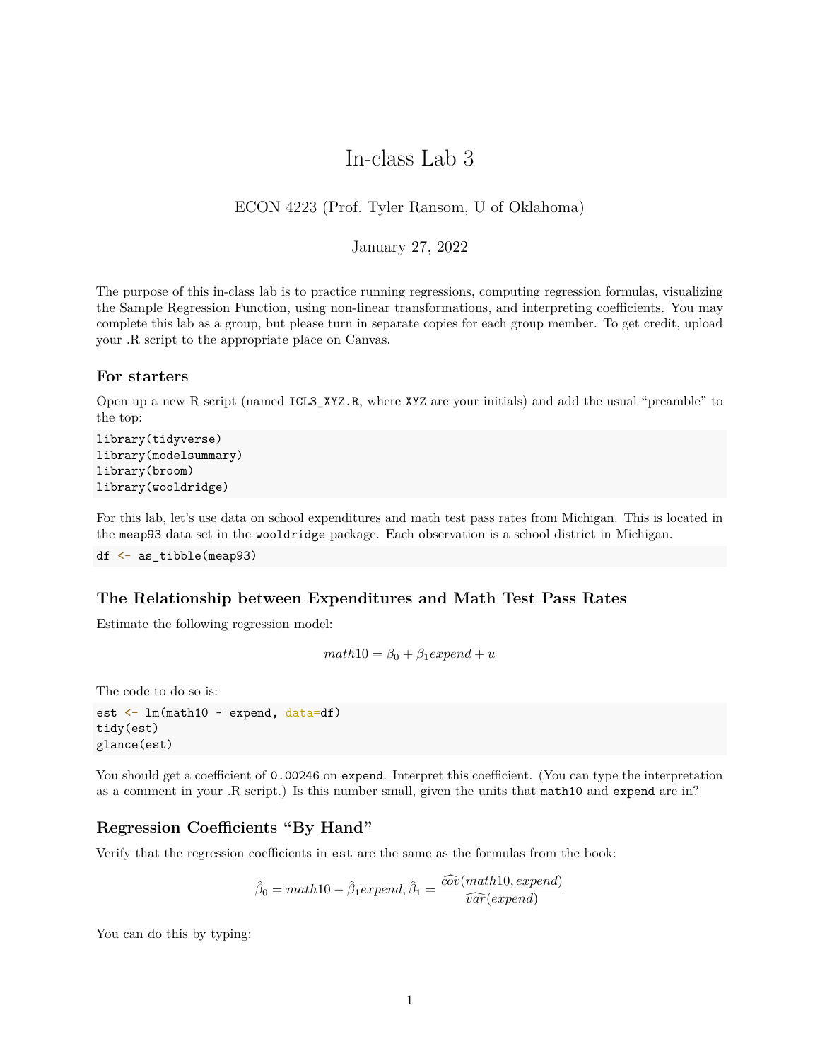# In-class Lab 3

ECON 4223 (Prof. Tyler Ransom, U of Oklahoma)

January 27, 2022

The purpose of this in-class lab is to practice running regressions, computing regression formulas, visualizing the Sample Regression Function, using non-linear transformations, and interpreting coefficients. You may complete this lab as a group, but please turn in separate copies for each group member. To get credit, upload your .R script to the appropriate place on Canvas.

### For starters

Open up a new R script (named `ICL3_XYZ.R`, where `XYZ` are your initials) and add the usual "preamble" to the top:

```
library(tidyverse)
library(modelsummary)
library(broom)
library(wooldridge)
```

For this lab, let's use data on school expenditures and math test pass rates from Michigan. This is located in the `meap93` data set in the `wooldridge` package. Each observation is a school district in Michigan.

```
df <- as_tibble(meap93)
```

### The Relationship between Expenditures and Math Test Pass Rates

Estimate the following regression model:

$$math10 = \beta_0 + \beta_1 expend + u$$

The code to do so is:

```
est <- lm(math10 ~ expend, data=df)
tidy(est)
glance(est)
```

You should get a coefficient of `0.00246` on `expend`. Interpret this coefficient. (You can type the interpretation as a comment in your .R script.) Is this number small, given the units that `math10` and `expend` are in?

### Regression Coefficients "By Hand"

Verify that the regression coefficients in `est` are the same as the formulas from the book:

$$\hat{\beta}_0 = \overline{math10} - \hat{\beta}_1 \overline{expend}, \hat{\beta}_1 = \frac{\widehat{cov}(math10, expend)}{\widehat{var}(expend)}$$

You can do this by typing: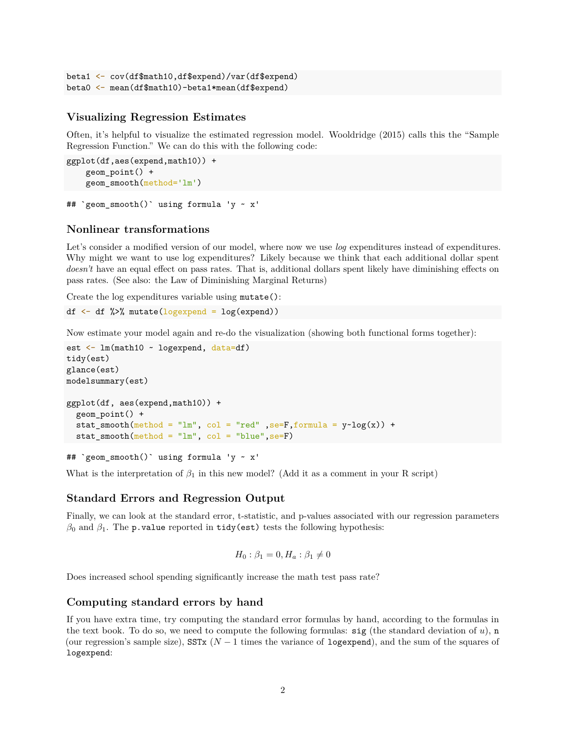```
beta1 <- cov(df$math10,df$expend)/var(df$expend)
beta0 <- mean(df$math10)-beta1*mean(df$expend)
```

### Visualizing Regression Estimates

Often, it's helpful to visualize the estimated regression model. Wooldridge (2015) calls this the "Sample Regression Function." We can do this with the following code:

```
ggplot(df,aes(expend,math10)) +
    geom_point() +
    geom_smooth(method='lm')
```

```
## `geom_smooth()` using formula 'y ~ x'
```

### Nonlinear transformations

Let's consider a modified version of our model, where now we use *log* expenditures instead of expenditures. Why might we want to use log expenditures? Likely because we think that each additional dollar spent *doesn't* have an equal effect on pass rates. That is, additional dollars spent likely have diminishing effects on pass rates. (See also: the Law of Diminishing Marginal Returns)

Create the log expenditures variable using `mutate()`:

```
df <- df %>% mutate(logexpend = log(expend))
```

Now estimate your model again and re-do the visualization (showing both functional forms together):

```
est <- lm(math10 ~ logexpend, data=df)
tidy(est)
glance(est)
modelsummary(est)

ggplot(df, aes(expend,math10)) +
  geom_point() +
  stat_smooth(method = "lm", col = "red" ,se=F,formula = y~log(x)) +
  stat_smooth(method = "lm", col = "blue",se=F)
```

```
## `geom_smooth()` using formula 'y ~ x'
```

What is the interpretation of $\beta_1$ in this new model? (Add it as a comment in your R script)

### Standard Errors and Regression Output

Finally, we can look at the standard error, t-statistic, and p-values associated with our regression parameters $\beta_0$ and $\beta_1$. The `p.value` reported in `tidy(est)` tests the following hypothesis:

$$H_0 : \beta_1 = 0, H_a : \beta_1 \neq 0$$

Does increased school spending significantly increase the math test pass rate?

### Computing standard errors by hand

If you have extra time, try computing the standard error formulas by hand, according to the formulas in the text book. To do so, we need to compute the following formulas: `sig` (the standard deviation of $u$), `n` (our regression's sample size), `SSTx` ($N - 1$ times the variance of `logexpend`), and the sum of the squares of `logexpend`: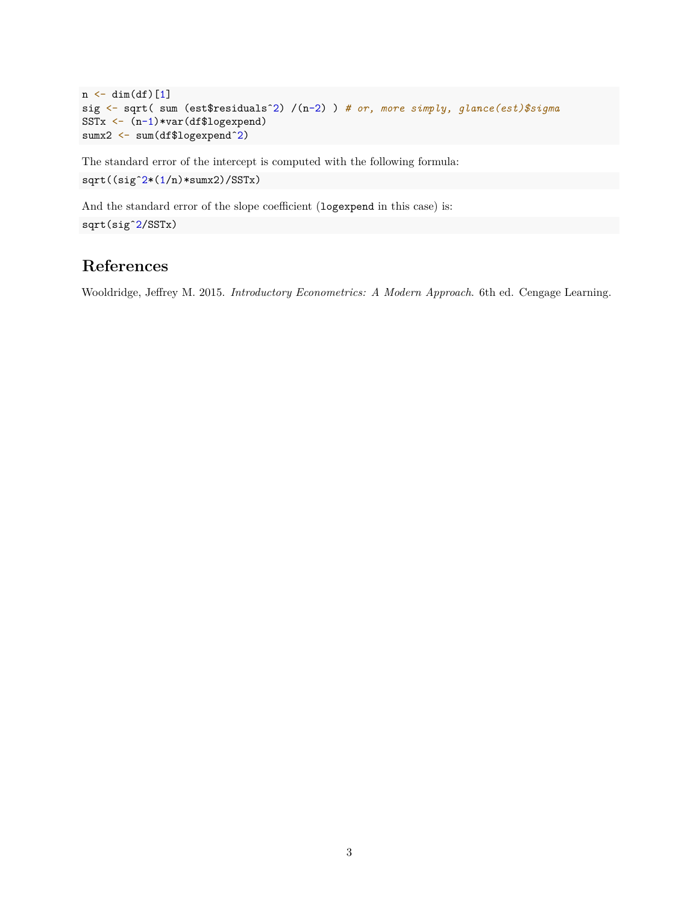```
n <- dim(df)[1]
sig <- sqrt( sum (est$residuals^2) /(n-2) ) # or, more simply, glance(est)$sigma
SSTx <- (n-1)*var(df$logexpend)
sumx2 <- sum(df$logexpend^2)
```

The standard error of the intercept is computed with the following formula:

```
sqrt((sig^2*(1/n)*sumx2)/SSTx)
```

And the standard error of the slope coefficient (`logexpend` in this case) is:

```
sqrt(sig^2/SSTx)
```

## References

Wooldridge, Jeffrey M. 2015. *Introductory Econometrics: A Modern Approach*. 6th ed. Cengage Learning.